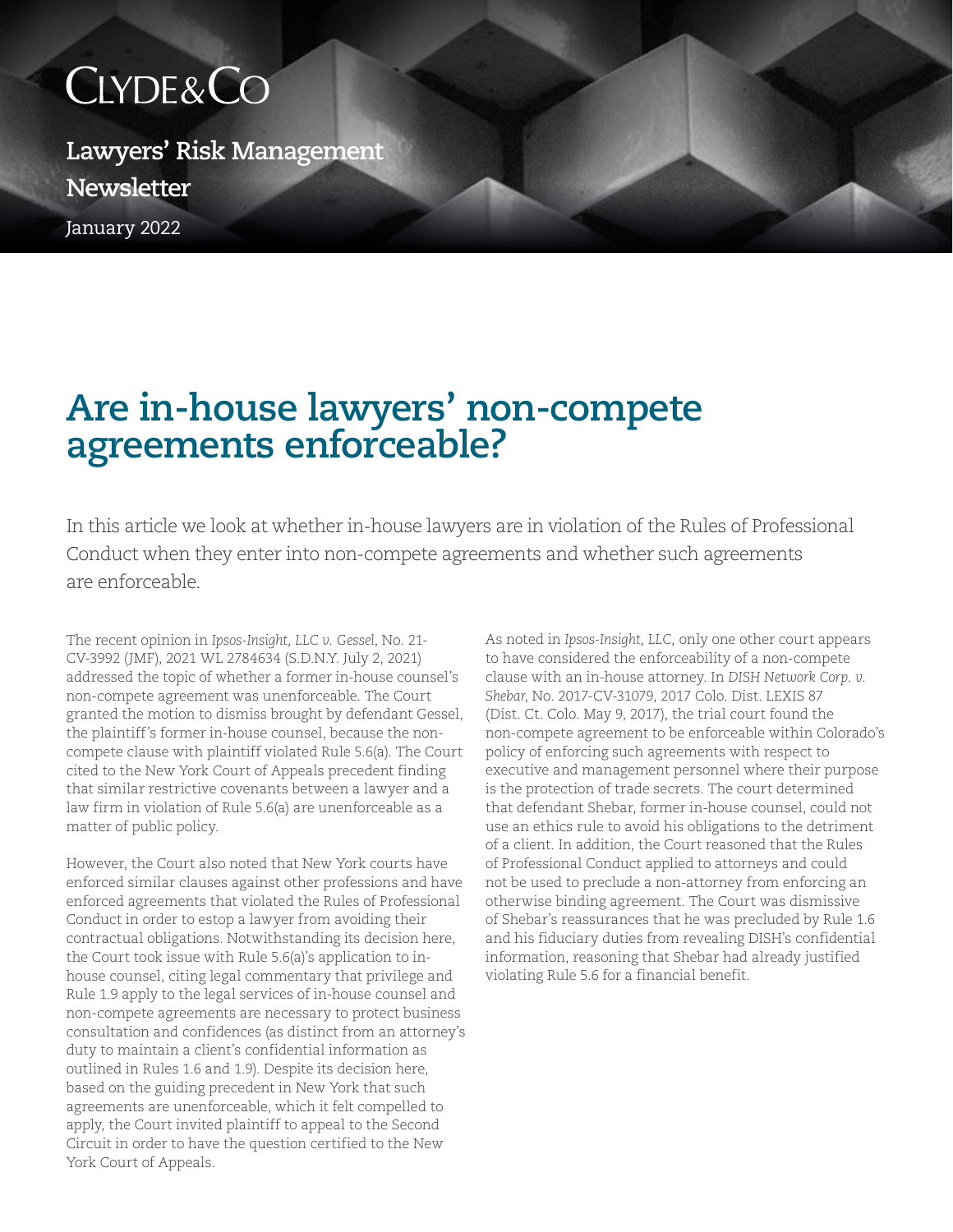Clyde&Co

**Lawyers' Risk Management Newsletter**

January 2022

# Are in-house lawyers' non-compete agreements enforceable?

In this article we look at whether in-house lawyers are in violation of the Rules of Professional Conduct when they enter into non-compete agreements and whether such agreements are enforceable.

The recent opinion in *Ipsos-Insight, LLC v. Gessel*, No. 21-CV-3992 (JMF), 2021 WL 2784634 (S.D.N.Y. July 2, 2021) addressed the topic of whether a former in-house counsel's non-compete agreement was unenforceable. The Court granted the motion to dismiss brought by defendant Gessel, the plaintiff's former in-house counsel, because the non-compete clause with plaintiff violated Rule 5.6(a). The Court cited to the New York Court of Appeals precedent finding that similar restrictive covenants between a lawyer and a law firm in violation of Rule 5.6(a) are unenforceable as a matter of public policy.

However, the Court also noted that New York courts have enforced similar clauses against other professions and have enforced agreements that violated the Rules of Professional Conduct in order to estop a lawyer from avoiding their contractual obligations. Notwithstanding its decision here, the Court took issue with Rule 5.6(a)'s application to in-house counsel, citing legal commentary that privilege and Rule 1.9 apply to the legal services of in-house counsel and non-compete agreements are necessary to protect business consultation and confidences (as distinct from an attorney's duty to maintain a client's confidential information as outlined in Rules 1.6 and 1.9). Despite its decision here, based on the guiding precedent in New York that such agreements are unenforceable, which it felt compelled to apply, the Court invited plaintiff to appeal to the Second Circuit in order to have the question certified to the New York Court of Appeals.

As noted in *Ipsos-Insight, LLC*, only one other court appears to have considered the enforceability of a non-compete clause with an in-house attorney. In *DISH Network Corp. v. Shebar*, No. 2017-CV-31079, 2017 Colo. Dist. LEXIS 87 (Dist. Ct. Colo. May 9, 2017), the trial court found the non-compete agreement to be enforceable within Colorado's policy of enforcing such agreements with respect to executive and management personnel where their purpose is the protection of trade secrets. The court determined that defendant Shebar, former in-house counsel, could not use an ethics rule to avoid his obligations to the detriment of a client. In addition, the Court reasoned that the Rules of Professional Conduct applied to attorneys and could not be used to preclude a non-attorney from enforcing an otherwise binding agreement. The Court was dismissive of Shebar's reassurances that he was precluded by Rule 1.6 and his fiduciary duties from revealing DISH's confidential information, reasoning that Shebar had already justified violating Rule 5.6 for a financial benefit.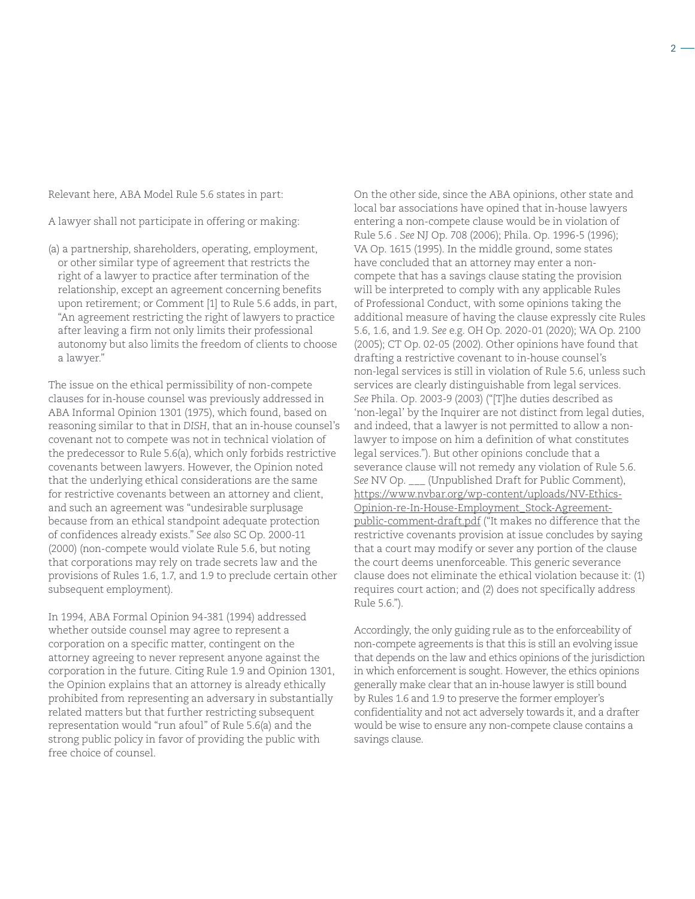Relevant here, ABA Model Rule 5.6 states in part:

A lawyer shall not participate in offering or making:

(a) a partnership, shareholders, operating, employment, or other similar type of agreement that restricts the right of a lawyer to practice after termination of the relationship, except an agreement concerning benefits upon retirement; or Comment [1] to Rule 5.6 adds, in part, "An agreement restricting the right of lawyers to practice after leaving a firm not only limits their professional autonomy but also limits the freedom of clients to choose a lawyer."

The issue on the ethical permissibility of non-compete clauses for in-house counsel was previously addressed in ABA Informal Opinion 1301 (1975), which found, based on reasoning similar to that in *DISH*, that an in-house counsel's covenant not to compete was not in technical violation of the predecessor to Rule 5.6(a), which only forbids restrictive covenants between lawyers. However, the Opinion noted that the underlying ethical considerations are the same for restrictive covenants between an attorney and client, and such an agreement was "undesirable surplusage because from an ethical standpoint adequate protection of confidences already exists." *See also* SC Op. 2000-11 (2000) (non-compete would violate Rule 5.6, but noting that corporations may rely on trade secrets law and the provisions of Rules 1.6, 1.7, and 1.9 to preclude certain other subsequent employment).

In 1994, ABA Formal Opinion 94-381 (1994) addressed whether outside counsel may agree to represent a corporation on a specific matter, contingent on the attorney agreeing to never represent anyone against the corporation in the future. Citing Rule 1.9 and Opinion 1301, the Opinion explains that an attorney is already ethically prohibited from representing an adversary in substantially related matters but that further restricting subsequent representation would "run afoul" of Rule 5.6(a) and the strong public policy in favor of providing the public with free choice of counsel.

On the other side, since the ABA opinions, other state and local bar associations have opined that in-house lawyers entering a non-compete clause would be in violation of Rule 5.6 . *See* NJ Op. 708 (2006); Phila. Op. 1996-5 (1996); VA Op. 1615 (1995). In the middle ground, some states have concluded that an attorney may enter a non-compete that has a savings clause stating the provision will be interpreted to comply with any applicable Rules of Professional Conduct, with some opinions taking the additional measure of having the clause expressly cite Rules 5.6, 1.6, and 1.9. *See* e.g. OH Op. 2020-01 (2020); WA Op. 2100 (2005); CT Op. 02-05 (2002). Other opinions have found that drafting a restrictive covenant to in-house counsel's non-legal services is still in violation of Rule 5.6, unless such services are clearly distinguishable from legal services. *See* Phila. Op. 2003-9 (2003) ("[T]he duties described as 'non-legal' by the Inquirer are not distinct from legal duties, and indeed, that a lawyer is not permitted to allow a non-lawyer to impose on him a definition of what constitutes legal services."). But other opinions conclude that a severance clause will not remedy any violation of Rule 5.6. *See* NV Op. ___ (Unpublished Draft for Public Comment), https://www.nvbar.org/wp-content/uploads/NV-Ethics-Opinion-re-In-House-Employment_Stock-Agreement-public-comment-draft.pdf ("It makes no difference that the restrictive covenants provision at issue concludes by saying that a court may modify or sever any portion of the clause the court deems unenforceable. This generic severance clause does not eliminate the ethical violation because it: (1) requires court action; and (2) does not specifically address Rule 5.6.").

Accordingly, the only guiding rule as to the enforceability of non-compete agreements is that this is still an evolving issue that depends on the law and ethics opinions of the jurisdiction in which enforcement is sought. However, the ethics opinions generally make clear that an in-house lawyer is still bound by Rules 1.6 and 1.9 to preserve the former employer's confidentiality and not act adversely towards it, and a drafter would be wise to ensure any non-compete clause contains a savings clause.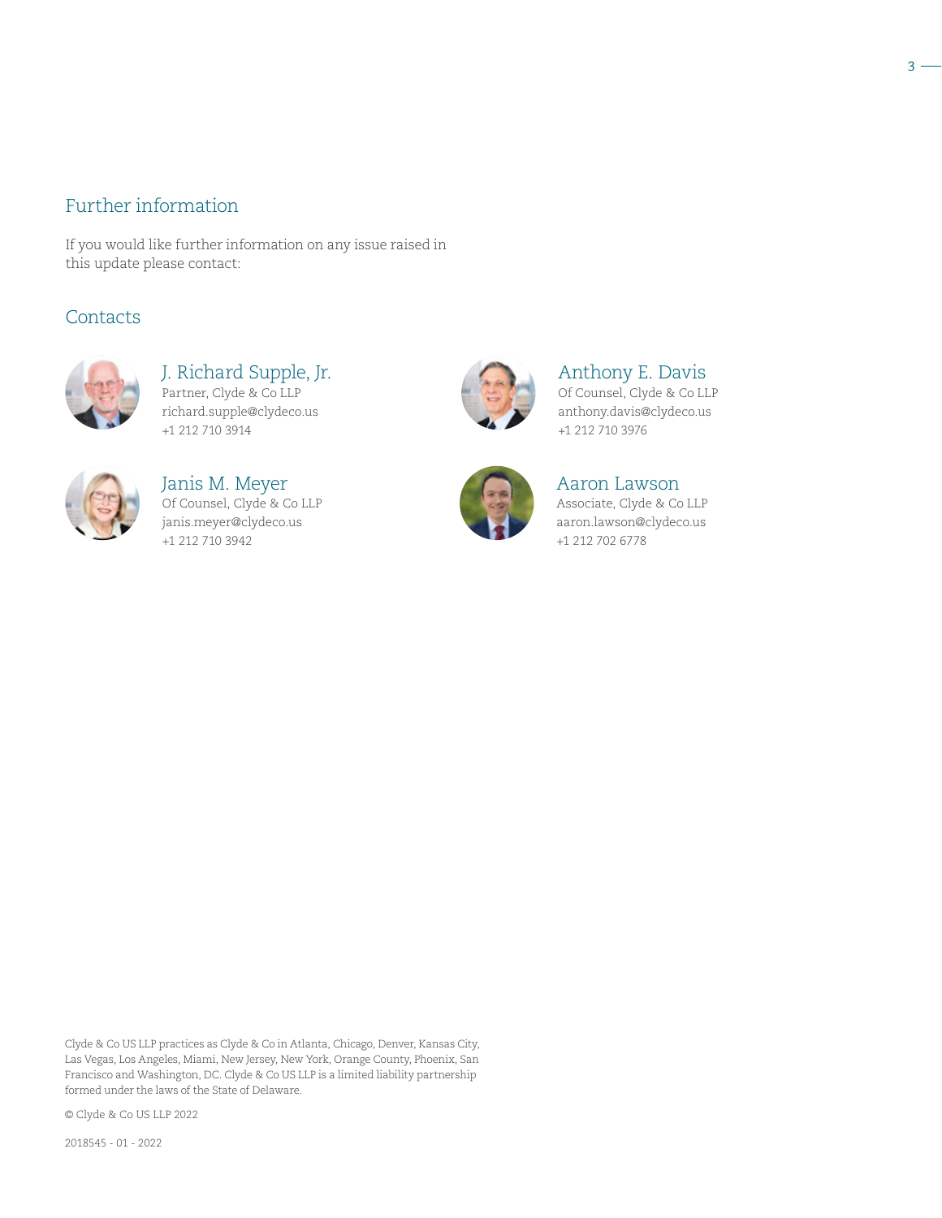## Further information

If you would like further information on any issue raised in this update please contact:

## Contacts

### J. Richard Supple, Jr.
Partner, Clyde & Co LLP
richard.supple@clydeco.us
+1 212 710 3914

### Anthony E. Davis
Of Counsel, Clyde & Co LLP
anthony.davis@clydeco.us
+1 212 710 3976

### Janis M. Meyer
Of Counsel, Clyde & Co LLP
janis.meyer@clydeco.us
+1 212 710 3942

### Aaron Lawson
Associate, Clyde & Co LLP
aaron.lawson@clydeco.us
+1 212 702 6778

Clyde & Co US LLP practices as Clyde & Co in Atlanta, Chicago, Denver, Kansas City, Las Vegas, Los Angeles, Miami, New Jersey, New York, Orange County, Phoenix, San Francisco and Washington, DC. Clyde & Co US LLP is a limited liability partnership formed under the laws of the State of Delaware.

© Clyde & Co US LLP 2022

2018545 - 01 - 2022